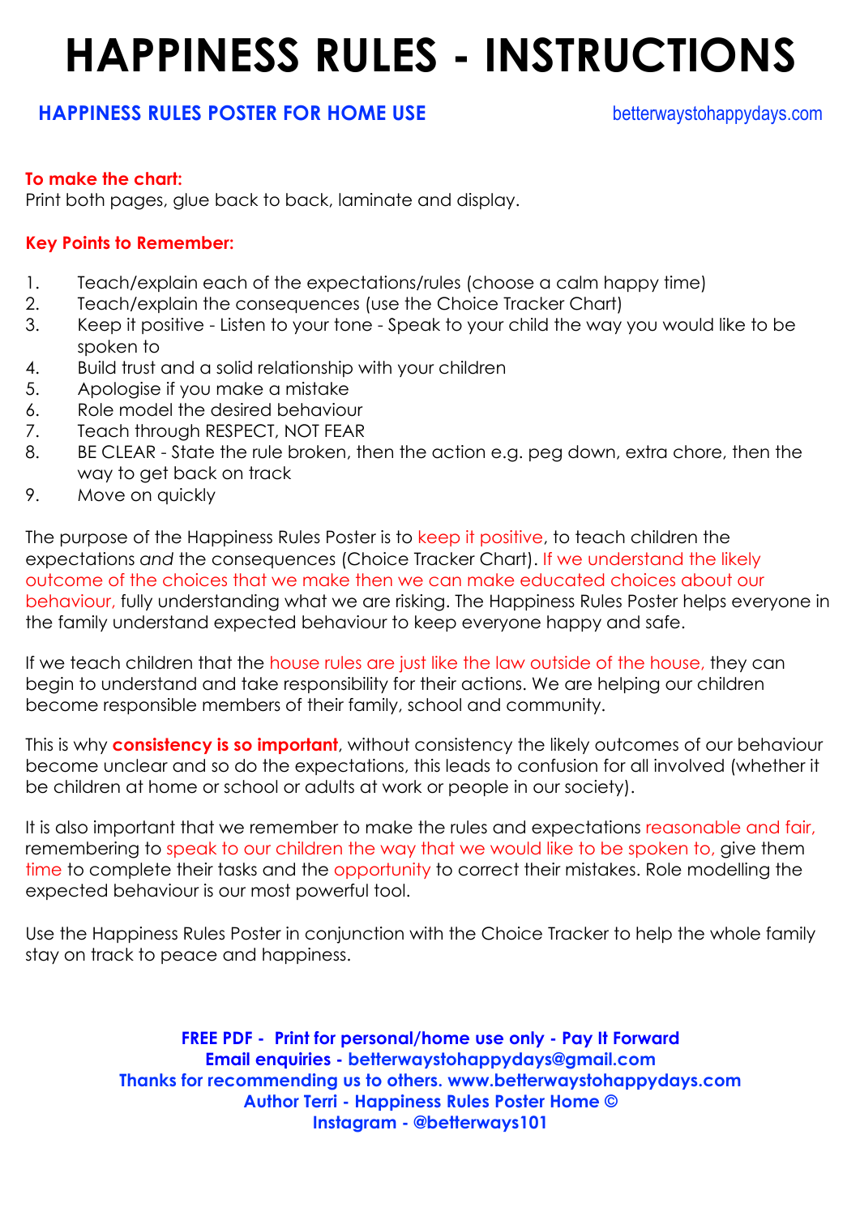# HAPPINESS RULES - INSTRUCTIONS

**HAPPINESS RULES POSTER FOR HOME USE** betterwaystohappydays.com

**To make the chart:**
Print both pages, glue back to back, laminate and display.

**Key Points to Remember:**

1. Teach/explain each of the expectations/rules (choose a calm happy time)
2. Teach/explain the consequences (use the Choice Tracker Chart)
3. Keep it positive - Listen to your tone - Speak to your child the way you would like to be spoken to
4. Build trust and a solid relationship with your children
5. Apologise if you make a mistake
6. Role model the desired behaviour
7. Teach through RESPECT, NOT FEAR
8. BE CLEAR - State the rule broken, then the action e.g. peg down, extra chore, then the way to get back on track
9. Move on quickly

The purpose of the Happiness Rules Poster is to keep it positive, to teach children the expectations *and* the consequences (Choice Tracker Chart). If we understand the likely outcome of the choices that we make then we can make educated choices about our behaviour, fully understanding what we are risking. The Happiness Rules Poster helps everyone in the family understand expected behaviour to keep everyone happy and safe.

If we teach children that the house rules are just like the law outside of the house, they can begin to understand and take responsibility for their actions. We are helping our children become responsible members of their family, school and community.

This is why **consistency is so important**, without consistency the likely outcomes of our behaviour become unclear and so do the expectations, this leads to confusion for all involved (whether it be children at home or school or adults at work or people in our society).

It is also important that we remember to make the rules and expectations reasonable and fair, remembering to speak to our children the way that we would like to be spoken to, give them time to complete their tasks and the opportunity to correct their mistakes. Role modelling the expected behaviour is our most powerful tool.

Use the Happiness Rules Poster in conjunction with the Choice Tracker to help the whole family stay on track to peace and happiness.

**FREE PDF - Print for personal/home use only - Pay It Forward**
**Email enquiries - betterwaystohappydays@gmail.com**
**Thanks for recommending us to others. www.betterwaystohappydays.com**
**Author Terri - Happiness Rules Poster Home ©**
**Instagram - @betterways101**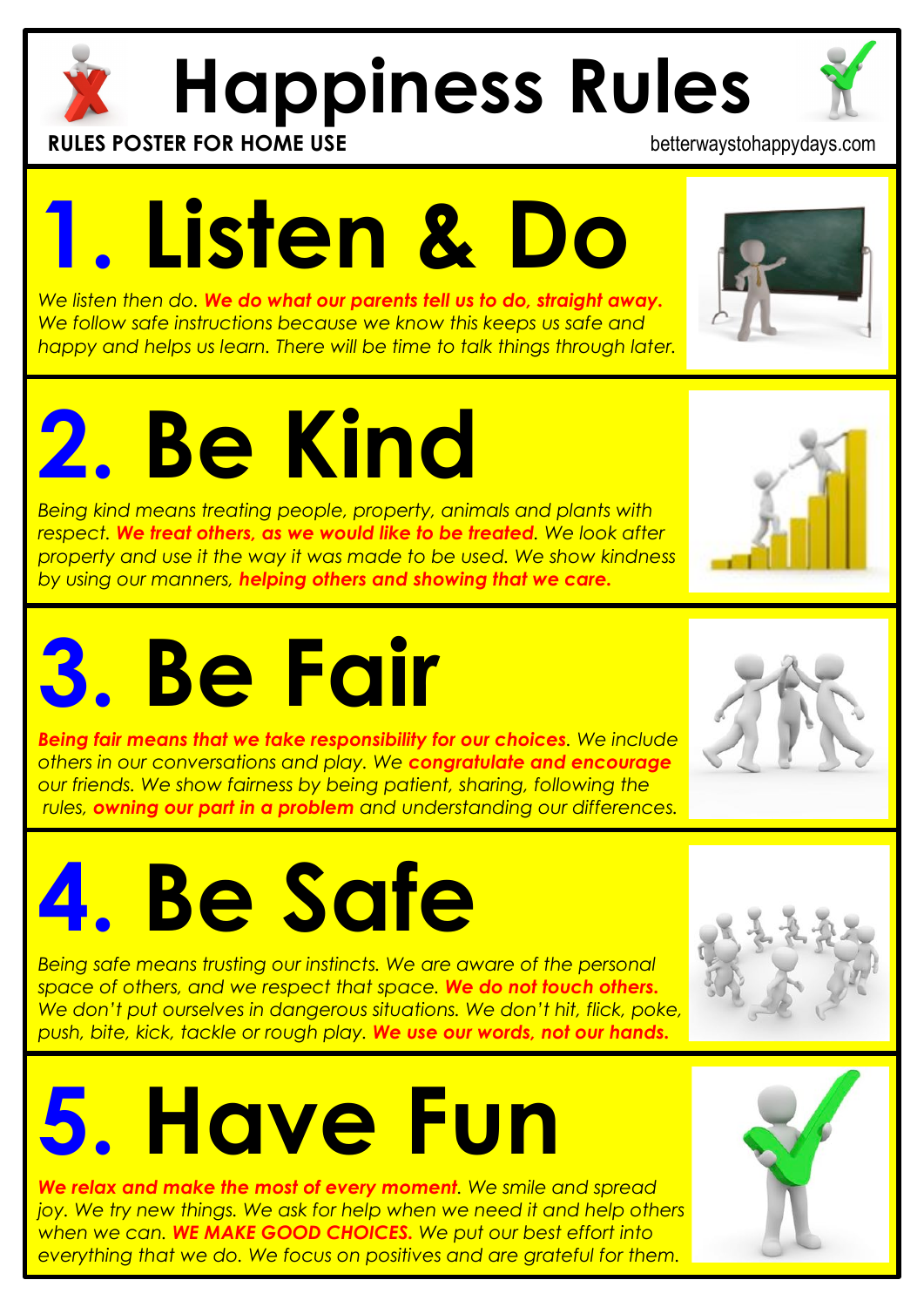# Happiness Rules

**RULES POSTER FOR HOME USE**

betterwaystohappydays.com

## 1. Listen & Do

*We listen then do.* ***We do what our parents tell us to do, straight away.*** *We follow safe instructions because we know this keeps us safe and happy and helps us learn. There will be time to talk things through later.*

## 2. Be Kind

*Being kind means treating people, property, animals and plants with respect.* ***We treat others, as we would like to be treated****. We look after property and use it the way it was made to be used. We show kindness by using our manners,* ***helping others and showing that we care.***

## 3. Be Fair

***Being fair means that we take responsibility for our choices****. We include others in our conversations and play. We* ***congratulate and encourage*** *our friends. We show fairness by being patient, sharing, following the rules,* ***owning our part in a problem*** *and understanding our differences.*

## 4. Be Safe

*Being safe means trusting our instincts. We are aware of the personal space of others, and we respect that space.* ***We do not touch others.*** *We don't put ourselves in dangerous situations. We don't hit, flick, poke, push, bite, kick, tackle or rough play.* ***We use our words, not our hands.***

## 5. Have Fun

***We relax and make the most of every moment****. We smile and spread joy. We try new things. We ask for help when we need it and help others when we can.* ***WE MAKE GOOD CHOICES.*** *We put our best effort into everything that we do. We focus on positives and are grateful for them.*